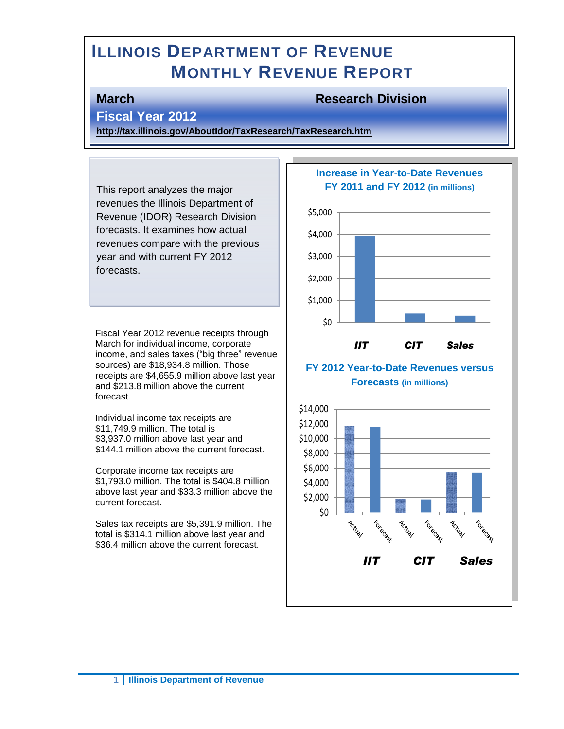# ILLINOIS DEPARTMENT OF REVENUE MONTHLY REVENUE REPORT

**March** **Research Division**

**Fiscal Year 2012**

**http://tax.illinois.gov/AboutIdor/TaxResearch/TaxResearch.htm**

This report analyzes the major revenues the Illinois Department of Revenue (IDOR) Research Division forecasts. It examines how actual revenues compare with the previous year and with current FY 2012 forecasts.

Fiscal Year 2012 revenue receipts through March for individual income, corporate income, and sales taxes ("big three" revenue sources) are $18,934.8 million. Those receipts are $4,655.9 million above last year and $213.8 million above the current forecast.

Individual income tax receipts are $11,749.9 million. The total is $3,937.0 million above last year and $144.1 million above the current forecast.

Corporate income tax receipts are $1,793.0 million. The total is $404.8 million above last year and $33.3 million above the current forecast.

Sales tax receipts are $5,391.9 million. The total is $314.1 million above last year and $36.4 million above the current forecast.

**Increase in Year-to-Date Revenues FY 2011 and FY 2012 (in millions)**

**FY 2012 Year-to-Date Revenues versus Forecasts (in millions)**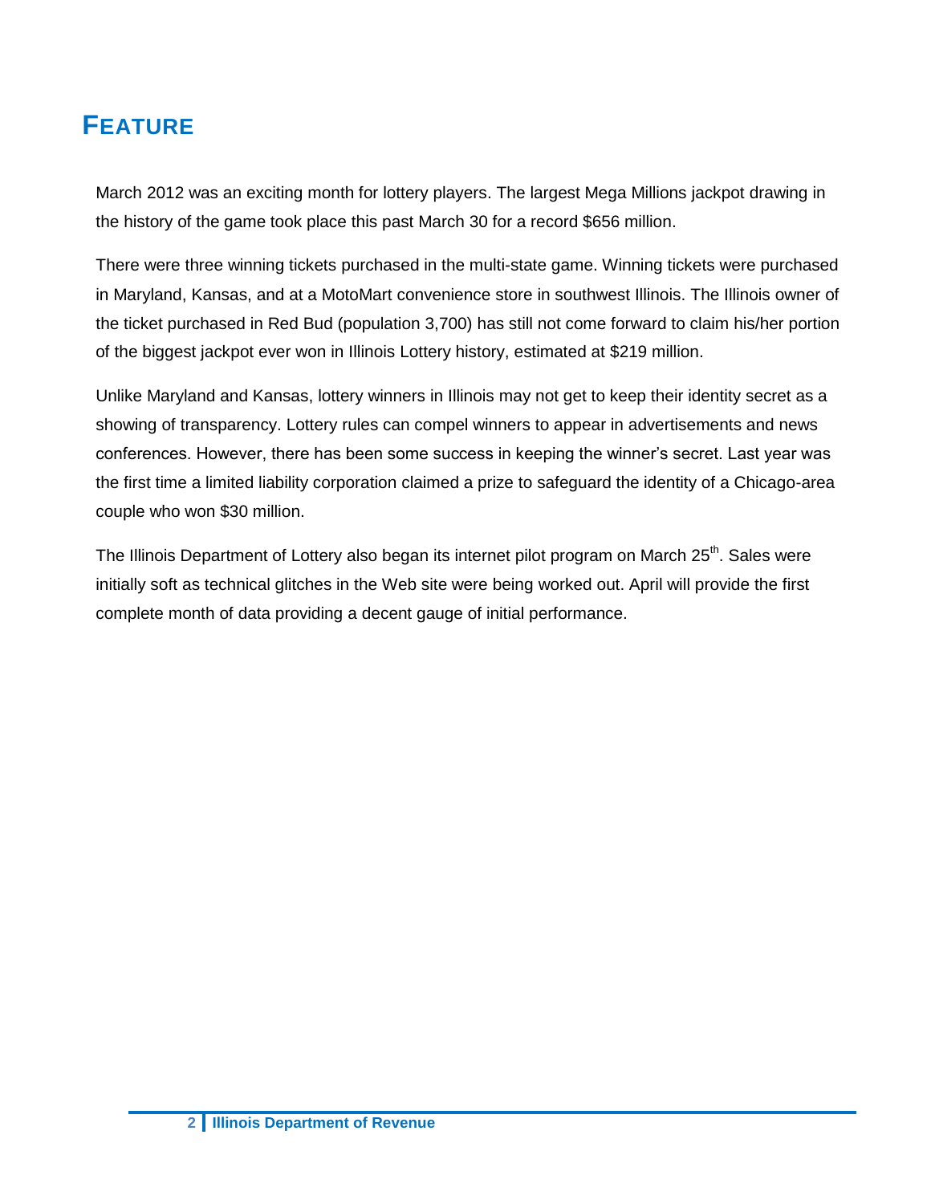# FEATURE

March 2012 was an exciting month for lottery players. The largest Mega Millions jackpot drawing in the history of the game took place this past March 30 for a record $656 million.

There were three winning tickets purchased in the multi-state game. Winning tickets were purchased in Maryland, Kansas, and at a MotoMart convenience store in southwest Illinois. The Illinois owner of the ticket purchased in Red Bud (population 3,700) has still not come forward to claim his/her portion of the biggest jackpot ever won in Illinois Lottery history, estimated at $219 million.

Unlike Maryland and Kansas, lottery winners in Illinois may not get to keep their identity secret as a showing of transparency. Lottery rules can compel winners to appear in advertisements and news conferences. However, there has been some success in keeping the winner's secret. Last year was the first time a limited liability corporation claimed a prize to safeguard the identity of a Chicago-area couple who won $30 million.

The Illinois Department of Lottery also began its internet pilot program on March 25th. Sales were initially soft as technical glitches in the Web site were being worked out. April will provide the first complete month of data providing a decent gauge of initial performance.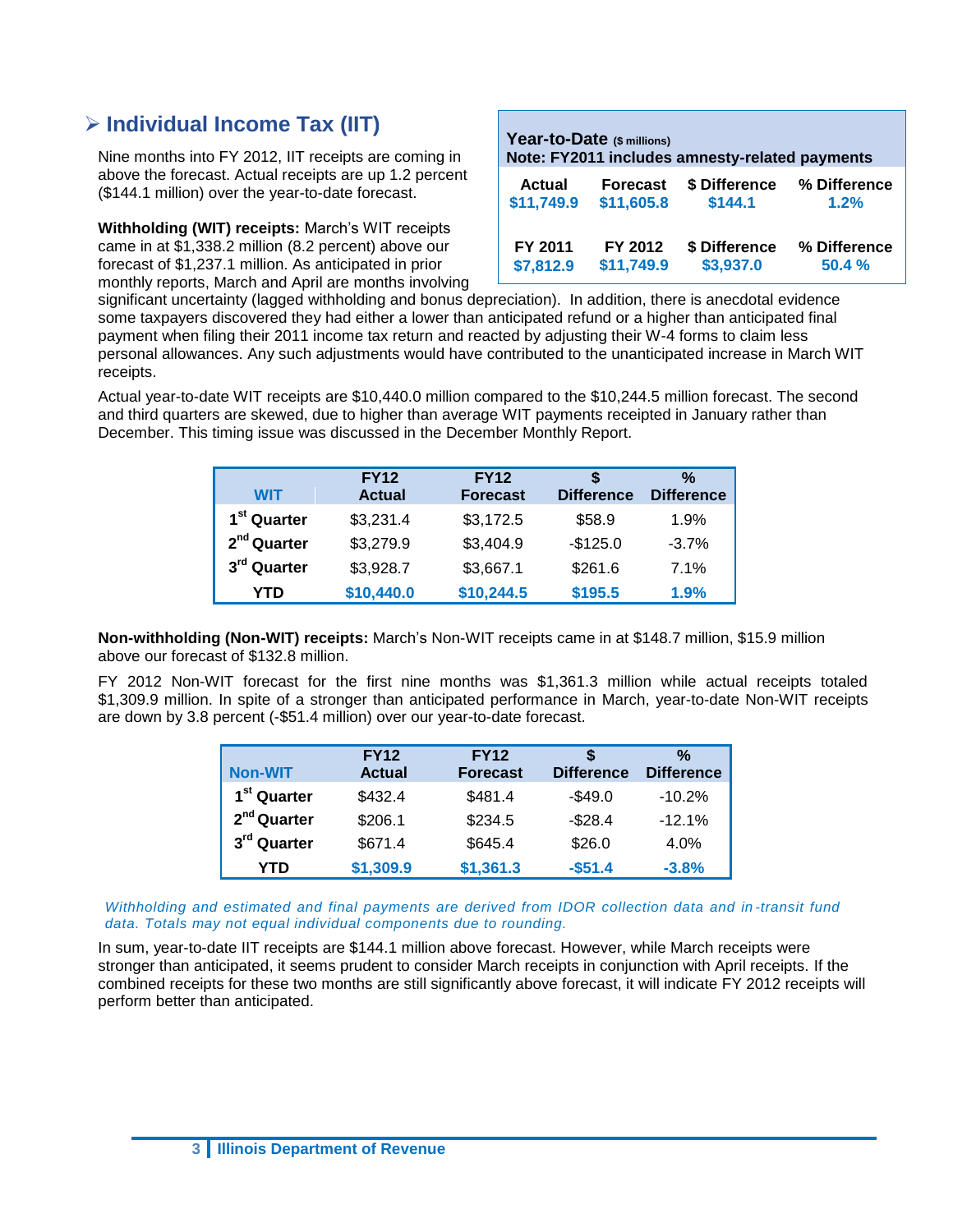## ➢ Individual Income Tax (IIT)

| **Year-to-Date** ($ millions) **Note: FY2011 includes amnesty-related payments** | | | |
|---|---|---|---|
| **Actual** | **Forecast** | **$ Difference** | **% Difference** |
| **$11,749.9** | **$11,605.8** | **$144.1** | **1.2%** |
| **FY 2011** | **FY 2012** | **$ Difference** | **% Difference** |
| **$7,812.9** | **$11,749.9** | **$3,937.0** | **50.4 %** |

Nine months into FY 2012, IIT receipts are coming in above the forecast. Actual receipts are up 1.2 percent ($144.1 million) over the year-to-date forecast.

**Withholding (WIT) receipts:** March's WIT receipts came in at $1,338.2 million (8.2 percent) above our forecast of $1,237.1 million. As anticipated in prior monthly reports, March and April are months involving significant uncertainty (lagged withholding and bonus depreciation). In addition, there is anecdotal evidence some taxpayers discovered they had either a lower than anticipated refund or a higher than anticipated final payment when filing their 2011 income tax return and reacted by adjusting their W-4 forms to claim less personal allowances. Any such adjustments would have contributed to the unanticipated increase in March WIT receipts.

Actual year-to-date WIT receipts are $10,440.0 million compared to the $10,244.5 million forecast. The second and third quarters are skewed, due to higher than average WIT payments receipted in January rather than December. This timing issue was discussed in the December Monthly Report.

| WIT | FY12 Actual | FY12 Forecast | $ Difference | % Difference |
|---|---|---|---|---|
| 1st Quarter | $3,231.4 | $3,172.5 | $58.9 | 1.9% |
| 2nd Quarter | $3,279.9 | $3,404.9 | -$125.0 | -3.7% |
| 3rd Quarter | $3,928.7 | $3,667.1 | $261.6 | 7.1% |
| **YTD** | **$10,440.0** | **$10,244.5** | **$195.5** | **1.9%** |

**Non-withholding (Non-WIT) receipts:** March's Non-WIT receipts came in at $148.7 million, $15.9 million above our forecast of $132.8 million.

FY 2012 Non-WIT forecast for the first nine months was $1,361.3 million while actual receipts totaled $1,309.9 million. In spite of a stronger than anticipated performance in March, year-to-date Non-WIT receipts are down by 3.8 percent (-$51.4 million) over our year-to-date forecast.

| Non-WIT | FY12 Actual | FY12 Forecast | $ Difference | % Difference |
|---|---|---|---|---|
| 1st Quarter | $432.4 | $481.4 | -$49.0 | -10.2% |
| 2nd Quarter | $206.1 | $234.5 | -$28.4 | -12.1% |
| 3rd Quarter | $671.4 | $645.4 | $26.0 | 4.0% |
| **YTD** | **$1,309.9** | **$1,361.3** | **-$51.4** | **-3.8%** |

*Withholding and estimated and final payments are derived from IDOR collection data and in-transit fund data. Totals may not equal individual components due to rounding.*

In sum, year-to-date IIT receipts are $144.1 million above forecast. However, while March receipts were stronger than anticipated, it seems prudent to consider March receipts in conjunction with April receipts. If the combined receipts for these two months are still significantly above forecast, it will indicate FY 2012 receipts will perform better than anticipated.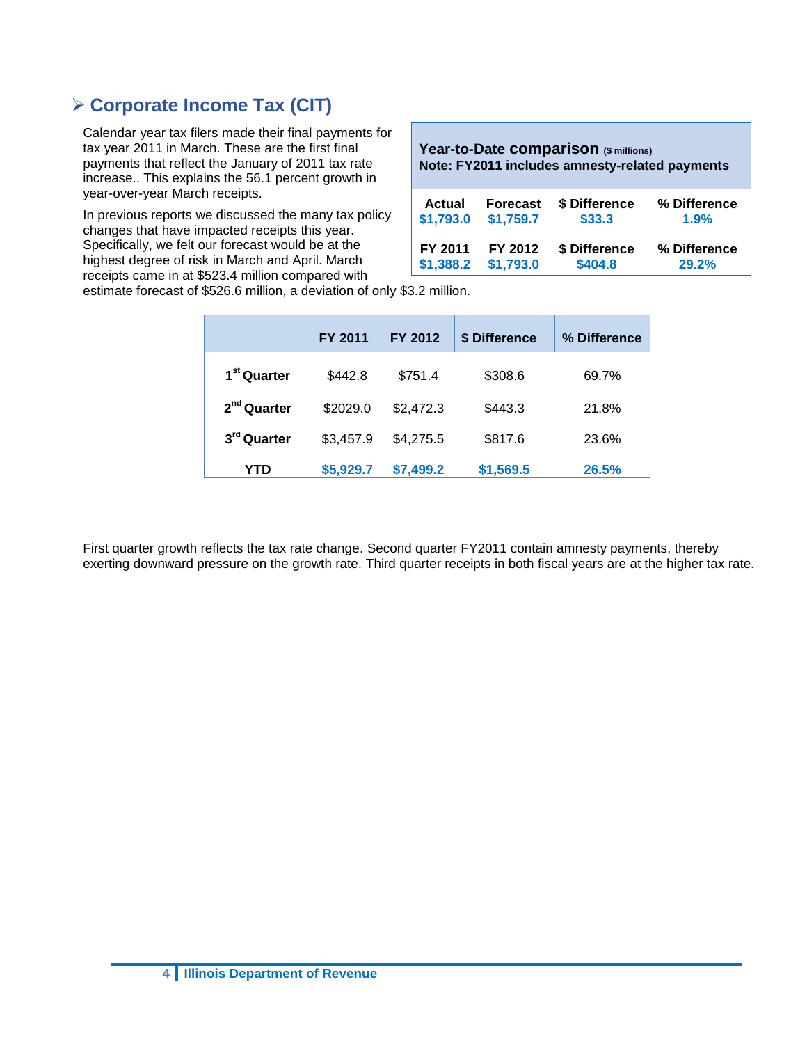## Corporate Income Tax (CIT)

Calendar year tax filers made their final payments for tax year 2011 in March. These are the first final payments that reflect the January of 2011 tax rate increase.. This explains the 56.1 percent growth in year-over-year March receipts.

In previous reports we discussed the many tax policy changes that have impacted receipts this year. Specifically, we felt our forecast would be at the highest degree of risk in March and April. March receipts came in at $523.4 million compared with estimate forecast of $526.6 million, a deviation of only $3.2 million.

**Year-to-Date comparison** ($ millions)
**Note: FY2011 includes amnesty-related payments**

| Actual | Forecast | $ Difference | % Difference |
|---|---|---|---|
| $1,793.0 | $1,759.7 | $33.3 | 1.9% |
| **FY 2011** | **FY 2012** | **$ Difference** | **% Difference** |
| $1,388.2 | $1,793.0 | $404.8 | 29.2% |

| | FY 2011 | FY 2012 | $ Difference | % Difference |
|---|---|---|---|---|
| 1st Quarter | $442.8 | $751.4 | $308.6 | 69.7% |
| 2nd Quarter | $2029.0 | $2,472.3 | $443.3 | 21.8% |
| 3rd Quarter | $3,457.9 | $4,275.5 | $817.6 | 23.6% |
| YTD | $5,929.7 | $7,499.2 | $1,569.5 | 26.5% |

First quarter growth reflects the tax rate change. Second quarter FY2011 contain amnesty payments, thereby exerting downward pressure on the growth rate. Third quarter receipts in both fiscal years are at the higher tax rate.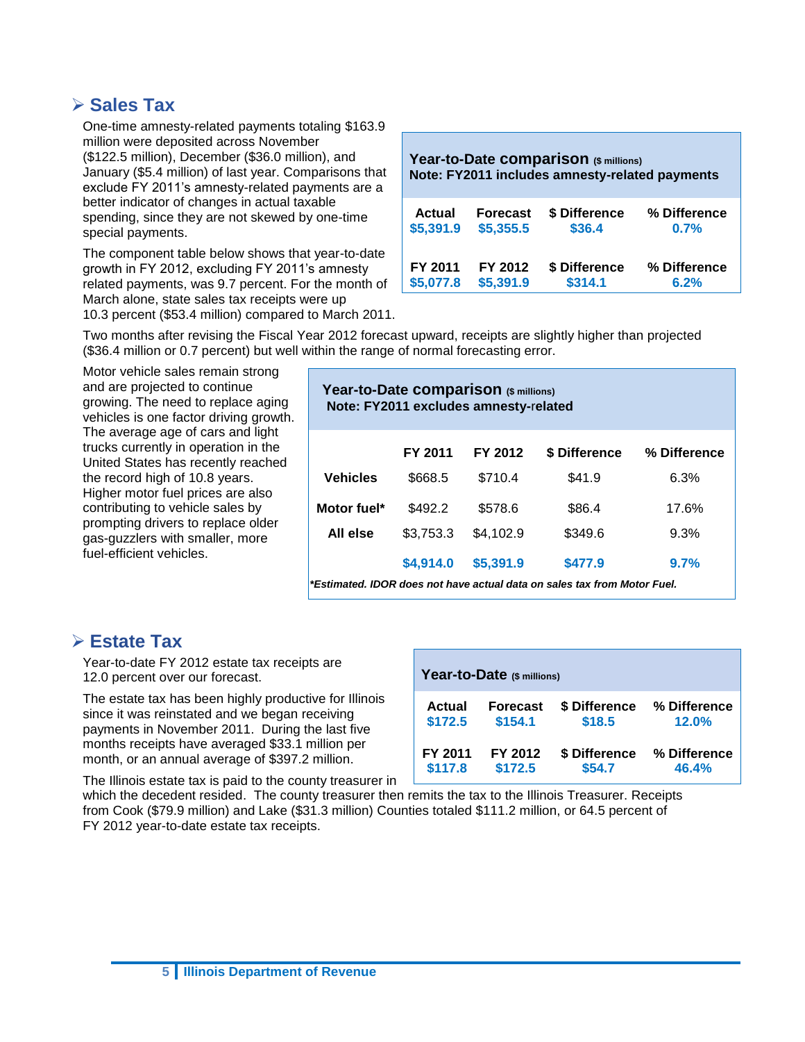## ➢ Sales Tax

One-time amnesty-related payments totaling $163.9 million were deposited across November ($122.5 million), December ($36.0 million), and January ($5.4 million) of last year. Comparisons that exclude FY 2011's amnesty-related payments are a better indicator of changes in actual taxable spending, since they are not skewed by one-time special payments.

**Year-to-Date comparison** ($ millions)
**Note: FY2011 includes amnesty-related payments**

| Actual | Forecast | $ Difference | % Difference |
|---|---|---|---|
| $5,391.9 | $5,355.5 | $36.4 | 0.7% |
| **FY 2011** | **FY 2012** | **$ Difference** | **% Difference** |
| $5,077.8 | $5,391.9 | $314.1 | 6.2% |

The component table below shows that year-to-date growth in FY 2012, excluding FY 2011's amnesty related payments, was 9.7 percent. For the month of March alone, state sales tax receipts were up 10.3 percent ($53.4 million) compared to March 2011.

Two months after revising the Fiscal Year 2012 forecast upward, receipts are slightly higher than projected ($36.4 million or 0.7 percent) but well within the range of normal forecasting error.

Motor vehicle sales remain strong and are projected to continue growing. The need to replace aging vehicles is one factor driving growth. The average age of cars and light trucks currently in operation in the United States has recently reached the record high of 10.8 years. Higher motor fuel prices are also contributing to vehicle sales by prompting drivers to replace older gas-guzzlers with smaller, more fuel-efficient vehicles.

**Year-to-Date comparison** ($ millions)
**Note: FY2011 excludes amnesty-related**

| | FY 2011 | FY 2012 | $ Difference | % Difference |
|---|---|---|---|---|
| **Vehicles** | $668.5 | $710.4 | $41.9 | 6.3% |
| **Motor fuel*** | $492.2 | $578.6 | $86.4 | 17.6% |
| **All else** | $3,753.3 | $4,102.9 | $349.6 | 9.3% |
| | **$4,914.0** | **$5,391.9** | **$477.9** | **9.7%** |

****Estimated. IDOR does not have actual data on sales tax from Motor Fuel.***

## ➢ Estate Tax

Year-to-date FY 2012 estate tax receipts are 12.0 percent over our forecast.

**Year-to-Date** ($ millions)

| Actual | Forecast | $ Difference | % Difference |
|---|---|---|---|
| $172.5 | $154.1 | $18.5 | 12.0% |
| **FY 2011** | **FY 2012** | **$ Difference** | **% Difference** |
| $117.8 | $172.5 | $54.7 | 46.4% |

The estate tax has been highly productive for Illinois since it was reinstated and we began receiving payments in November 2011. During the last five months receipts have averaged $33.1 million per month, or an annual average of $397.2 million.

The Illinois estate tax is paid to the county treasurer in which the decedent resided. The county treasurer then remits the tax to the Illinois Treasurer. Receipts from Cook ($79.9 million) and Lake ($31.3 million) Counties totaled $111.2 million, or 64.5 percent of FY 2012 year-to-date estate tax receipts.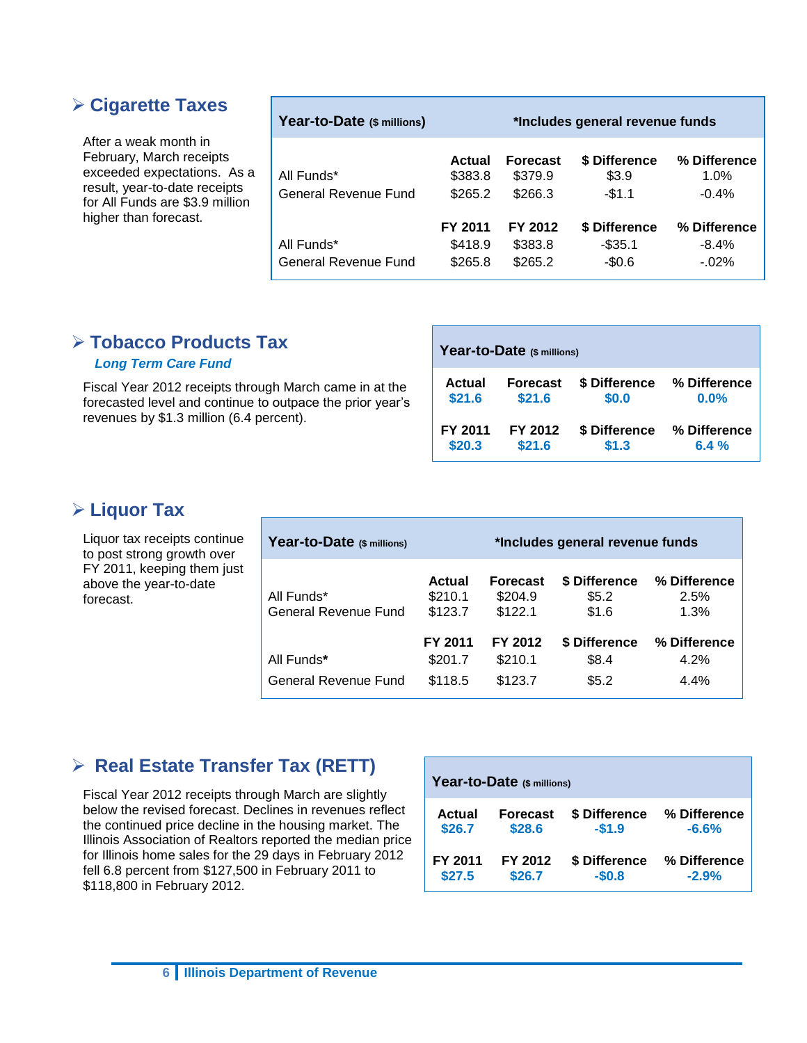## Cigarette Taxes

After a weak month in February, March receipts exceeded expectations. As a result, year-to-date receipts for All Funds are $3.9 million higher than forecast.

| Year-to-Date ($ millions) | *Includes general revenue funds | | | |
|---|---|---|---|---|
| | **Actual** | **Forecast** | **$ Difference** | **% Difference** |
| All Funds* | $383.8 | $379.9 | $3.9 | 1.0% |
| General Revenue Fund | $265.2 | $266.3 | -$1.1 | -0.4% |
| | **FY 2011** | **FY 2012** | **$ Difference** | **% Difference** |
| All Funds* | $418.9 | $383.8 | -$35.1 | -8.4% |
| General Revenue Fund | $265.8 | $265.2 | -$0.6 | -.02% |

## Tobacco Products Tax

***Long Term Care Fund***

Fiscal Year 2012 receipts through March came in at the forecasted level and continue to outpace the prior year's revenues by $1.3 million (6.4 percent).

| Year-to-Date ($ millions) | | | |
|---|---|---|---|
| **Actual** | **Forecast** | **$ Difference** | **% Difference** |
| **$21.6** | **$21.6** | **$0.0** | **0.0%** |
| **FY 2011** | **FY 2012** | **$ Difference** | **% Difference** |
| **$20.3** | **$21.6** | **$1.3** | **6.4 %** |

## Liquor Tax

Liquor tax receipts continue to post strong growth over FY 2011, keeping them just above the year-to-date forecast.

| Year-to-Date ($ millions) | *Includes general revenue funds | | | |
|---|---|---|---|---|
| | **Actual** | **Forecast** | **$ Difference** | **% Difference** |
| All Funds* | $210.1 | $204.9 | $5.2 | 2.5% |
| General Revenue Fund | $123.7 | $122.1 | $1.6 | 1.3% |
| | **FY 2011** | **FY 2012** | **$ Difference** | **% Difference** |
| All Funds* | $201.7 | $210.1 | $8.4 | 4.2% |
| General Revenue Fund | $118.5 | $123.7 | $5.2 | 4.4% |

## Real Estate Transfer Tax (RETT)

Fiscal Year 2012 receipts through March are slightly below the revised forecast. Declines in revenues reflect the continued price decline in the housing market. The Illinois Association of Realtors reported the median price for Illinois home sales for the 29 days in February 2012 fell 6.8 percent from $127,500 in February 2011 to $118,800 in February 2012.

| Year-to-Date ($ millions) | | | |
|---|---|---|---|
| **Actual** | **Forecast** | **$ Difference** | **% Difference** |
| **$26.7** | **$28.6** | **-$1.9** | **-6.6%** |
| **FY 2011** | **FY 2012** | **$ Difference** | **% Difference** |
| **$27.5** | **$26.7** | **-$0.8** | **-2.9%** |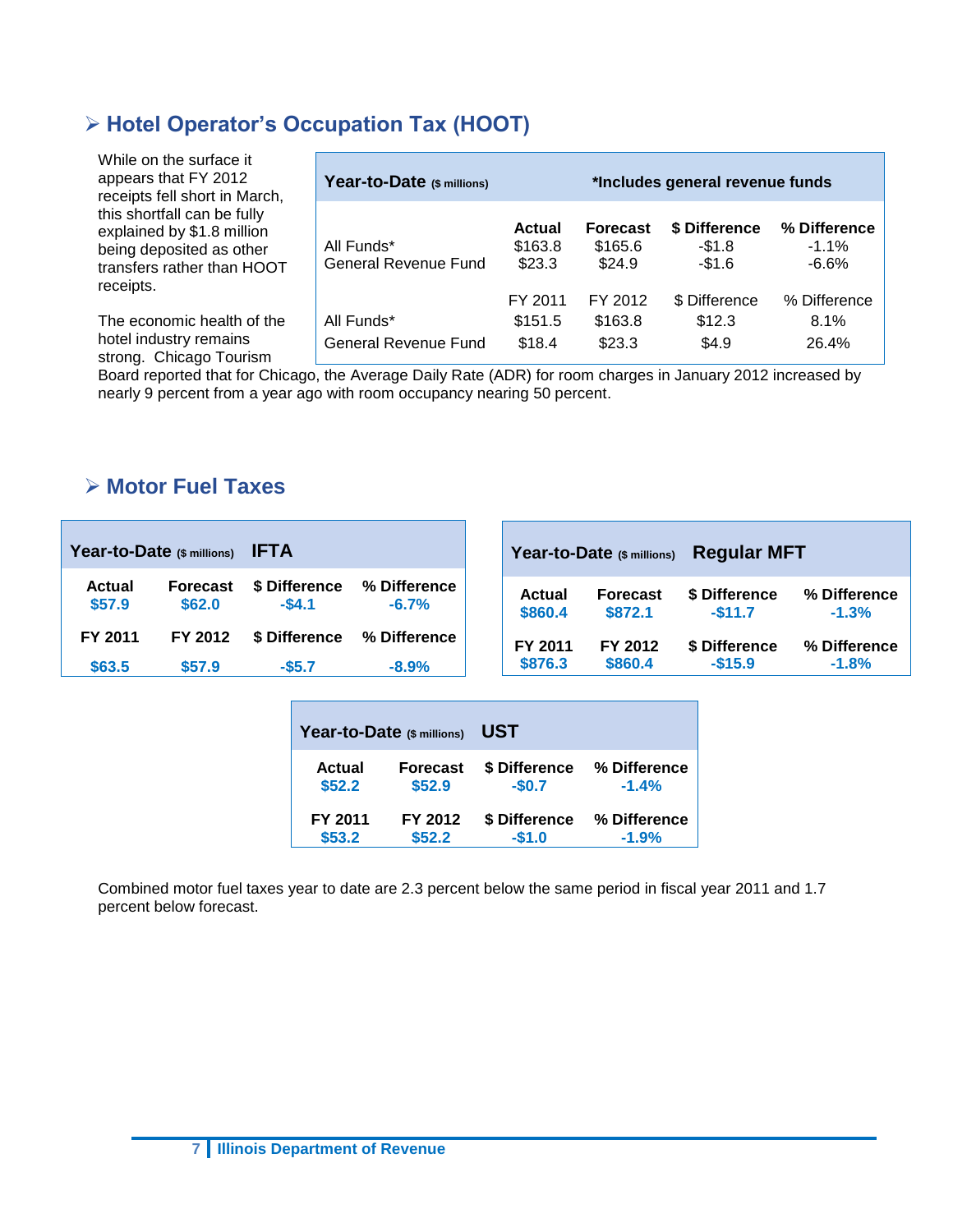## ➢ Hotel Operator's Occupation Tax (HOOT)

While on the surface it appears that FY 2012 receipts fell short in March, this shortfall can be fully explained by $1.8 million being deposited as other transfers rather than HOOT receipts.

| Year-to-Date ($ millions) | | | *Includes general revenue funds | |
|---|---|---|---|---|
| | Actual | Forecast | $ Difference | % Difference |
| All Funds* | $163.8 | $165.6 | -$1.8 | -1.1% |
| General Revenue Fund | $23.3 | $24.9 | -$1.6 | -6.6% |
| | FY 2011 | FY 2012 | $ Difference | % Difference |
| All Funds* | $151.5 | $163.8 | $12.3 | 8.1% |
| General Revenue Fund | $18.4 | $23.3 | $4.9 | 26.4% |

The economic health of the hotel industry remains strong. Chicago Tourism Board reported that for Chicago, the Average Daily Rate (ADR) for room charges in January 2012 increased by nearly 9 percent from a year ago with room occupancy nearing 50 percent.

## ➢ Motor Fuel Taxes

| Year-to-Date ($ millions) IFTA | | | |
|---|---|---|---|
| Actual | Forecast | $ Difference | % Difference |
| $57.9 | $62.0 | -$4.1 | -6.7% |
| FY 2011 | FY 2012 | $ Difference | % Difference |
| $63.5 | $57.9 | -$5.7 | -8.9% |

| Year-to-Date ($ millions) Regular MFT | | | |
|---|---|---|---|
| Actual | Forecast | $ Difference | % Difference |
| $860.4 | $872.1 | -$11.7 | -1.3% |
| FY 2011 | FY 2012 | $ Difference | % Difference |
| $876.3 | $860.4 | -$15.9 | -1.8% |

| Year-to-Date ($ millions) UST | | | |
|---|---|---|---|
| Actual | Forecast | $ Difference | % Difference |
| $52.2 | $52.9 | -$0.7 | -1.4% |
| FY 2011 | FY 2012 | $ Difference | % Difference |
| $53.2 | $52.2 | -$1.0 | -1.9% |

Combined motor fuel taxes year to date are 2.3 percent below the same period in fiscal year 2011 and 1.7 percent below forecast.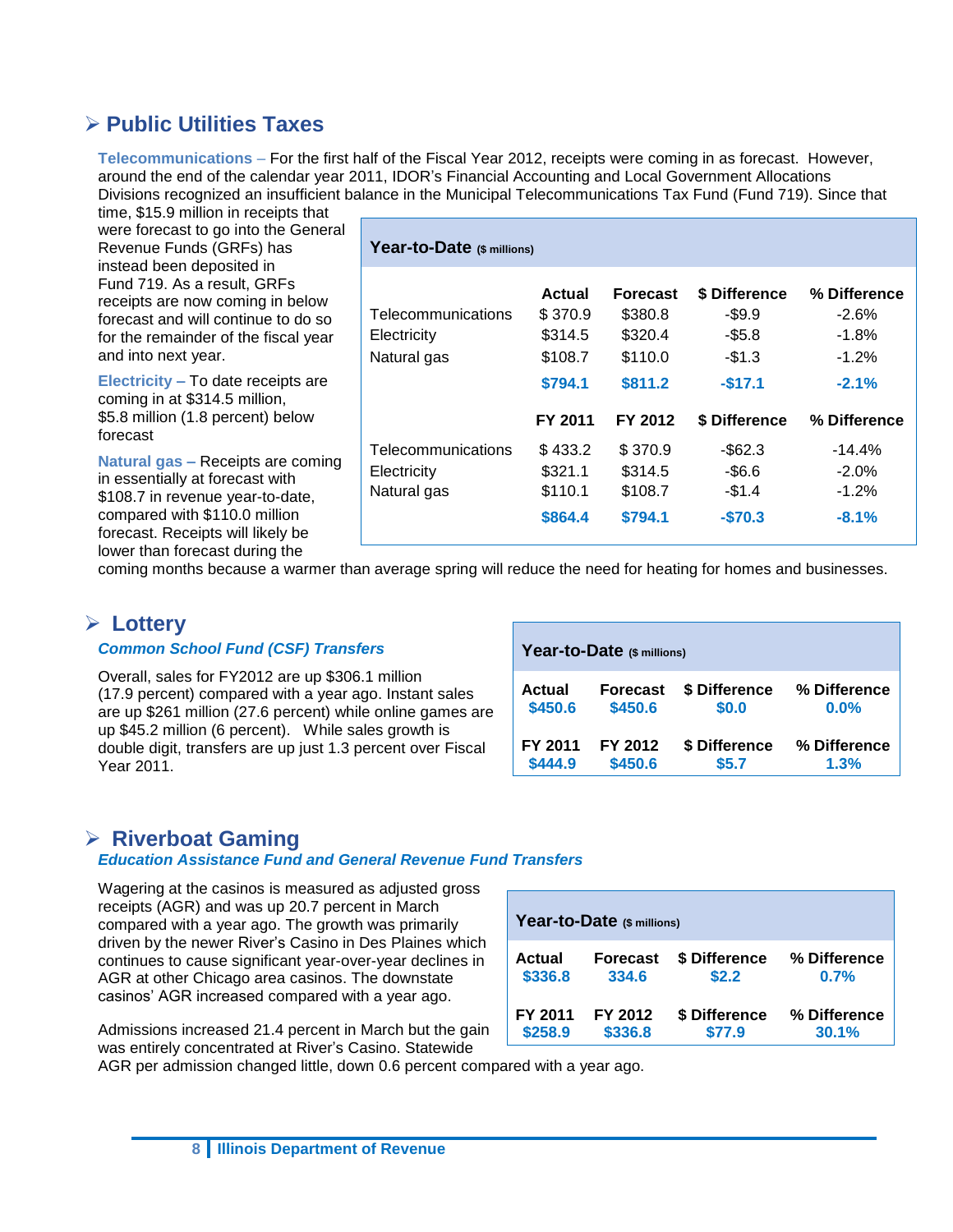## Public Utilities Taxes

**Telecommunications –** For the first half of the Fiscal Year 2012, receipts were coming in as forecast. However, around the end of the calendar year 2011, IDOR's Financial Accounting and Local Government Allocations Divisions recognized an insufficient balance in the Municipal Telecommunications Tax Fund (Fund 719). Since that time, $15.9 million in receipts that were forecast to go into the General Revenue Funds (GRFs) has instead been deposited in Fund 719. As a result, GRFs receipts are now coming in below forecast and will continue to do so for the remainder of the fiscal year and into next year.

**Electricity –** To date receipts are coming in at $314.5 million, $5.8 million (1.8 percent) below forecast

**Natural gas –** Receipts are coming in essentially at forecast with $108.7 in revenue year-to-date, compared with $110.0 million forecast. Receipts will likely be lower than forecast during the coming months because a warmer than average spring will reduce the need for heating for homes and businesses.

**Year-to-Date** ($ millions)

| | Actual | Forecast | $ Difference | % Difference |
|---|---|---|---|---|
| Telecommunications | $ 370.9 | $380.8 | -$9.9 | -2.6% |
| Electricity | $314.5 | $320.4 | -$5.8 | -1.8% |
| Natural gas | $108.7 | $110.0 | -$1.3 | -1.2% |
| | **$794.1** | **$811.2** | **-$17.1** | **-2.1%** |
| | **FY 2011** | **FY 2012** | **$ Difference** | **% Difference** |
| Telecommunications | $ 433.2 | $ 370.9 | -$62.3 | -14.4% |
| Electricity | $321.1 | $314.5 | -$6.6 | -2.0% |
| Natural gas | $110.1 | $108.7 | -$1.4 | -1.2% |
| | **$864.4** | **$794.1** | **-$70.3** | **-8.1%** |

## Lottery

***Common School Fund (CSF) Transfers***

Overall, sales for FY2012 are up $306.1 million (17.9 percent) compared with a year ago. Instant sales are up $261 million (27.6 percent) while online games are up $45.2 million (6 percent). While sales growth is double digit, transfers are up just 1.3 percent over Fiscal Year 2011.

**Year-to-Date** ($ millions)

| Actual | Forecast | $ Difference | % Difference |
|---|---|---|---|
| $450.6 | $450.6 | $0.0 | 0.0% |
| **FY 2011** | **FY 2012** | **$ Difference** | **% Difference** |
| $444.9 | $450.6 | $5.7 | 1.3% |

## Riverboat Gaming

***Education Assistance Fund and General Revenue Fund Transfers***

Wagering at the casinos is measured as adjusted gross receipts (AGR) and was up 20.7 percent in March compared with a year ago. The growth was primarily driven by the newer River's Casino in Des Plaines which continues to cause significant year-over-year declines in AGR at other Chicago area casinos. The downstate casinos' AGR increased compared with a year ago.

Admissions increased 21.4 percent in March but the gain was entirely concentrated at River's Casino. Statewide AGR per admission changed little, down 0.6 percent compared with a year ago.

**Year-to-Date** ($ millions)

| Actual | Forecast | $ Difference | % Difference |
|---|---|---|---|
| $336.8 | 334.6 | $2.2 | 0.7% |
| **FY 2011** | **FY 2012** | **$ Difference** | **% Difference** |
| $258.9 | $336.8 | $77.9 | 30.1% |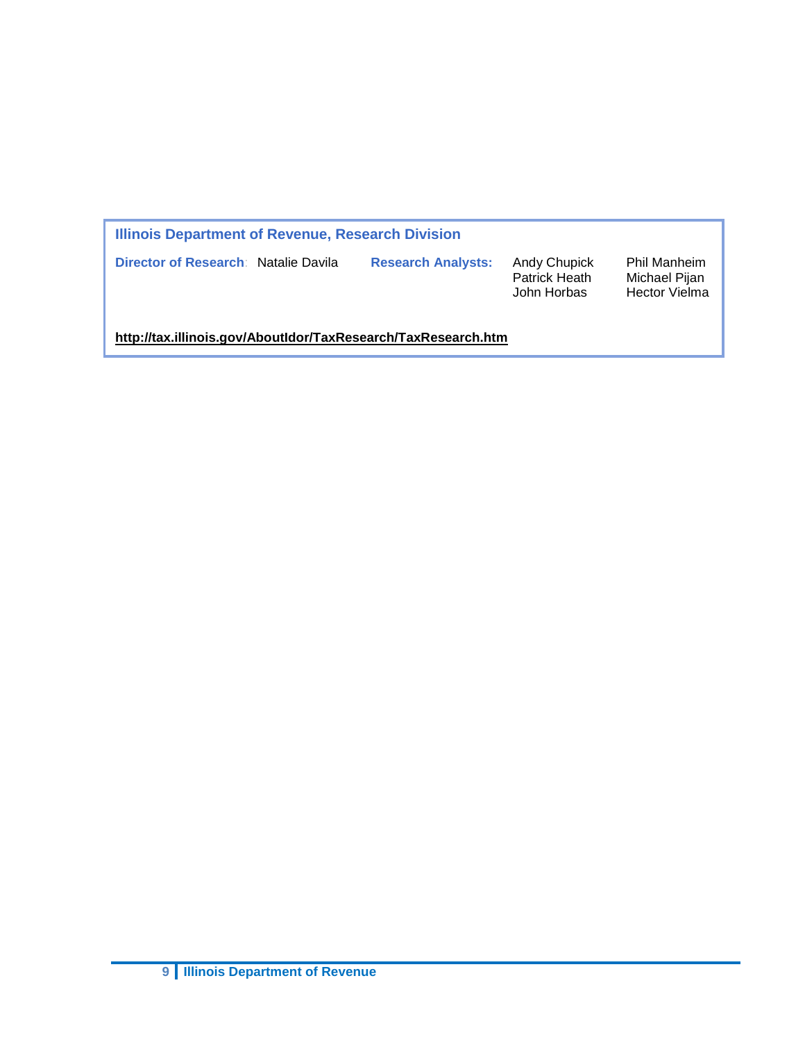**Illinois Department of Revenue, Research Division**

**Director of Research**: Natalie Davila

**Research Analysts:** Andy Chupick, Patrick Heath, John Horbas, Phil Manheim, Michael Pijan, Hector Vielma

**http://tax.illinois.gov/AboutIdor/TaxResearch/TaxResearch.htm**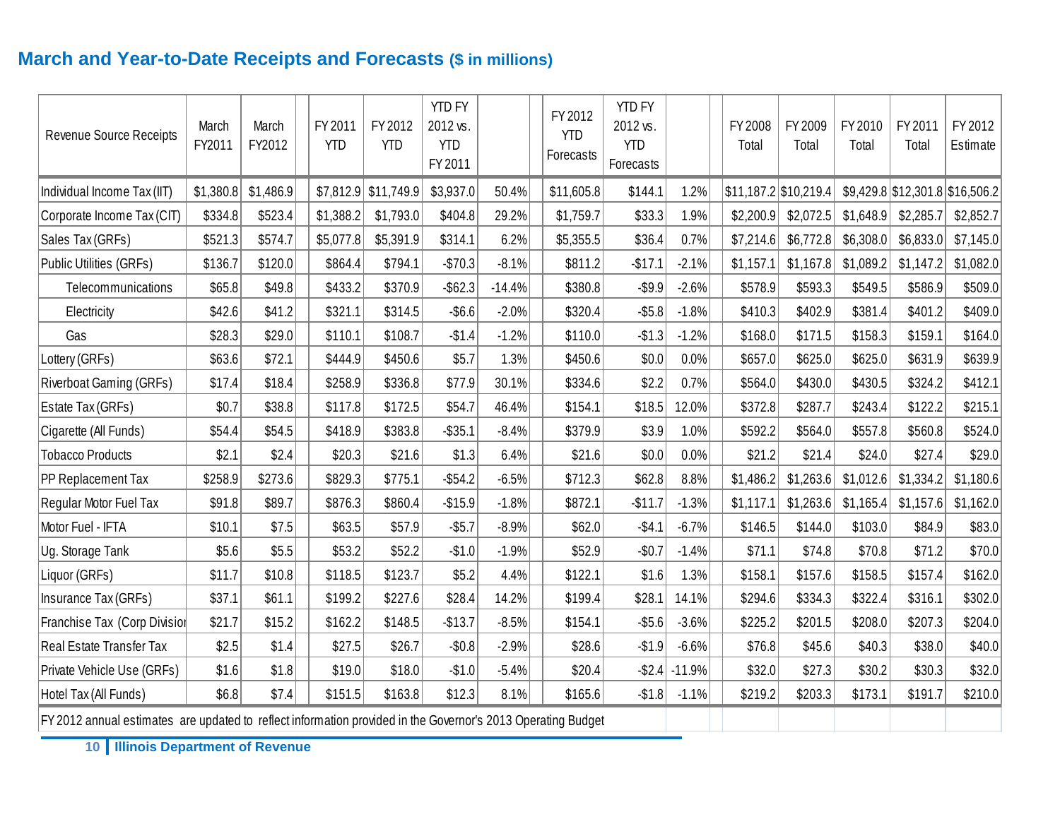## March and Year-to-Date Receipts and Forecasts **($ in millions)**

| Revenue Source Receipts | March FY2011 | March FY2012 | FY 2011 YTD | FY 2012 YTD | YTD FY 2012 vs. YTD FY 2011 | | FY 2012 YTD Forecasts | YTD FY 2012 vs. YTD Forecasts | | FY 2008 Total | FY 2009 Total | FY 2010 Total | FY 2011 Total | FY 2012 Estimate |
|---|---|---|---|---|---|---|---|---|---|---|---|---|---|---|
| Individual Income Tax (IIT) | $1,380.8 | $1,486.9 | $7,812.9 | $11,749.9 | $3,937.0 | 50.4% | $11,605.8 | $144.1 | 1.2% | $11,187.2 | $10,219.4 | $9,429.8 | $12,301.8 | $16,506.2 |
| Corporate Income Tax (CIT) | $334.8 | $523.4 | $1,388.2 | $1,793.0 | $404.8 | 29.2% | $1,759.7 | $33.3 | 1.9% | $2,200.9 | $2,072.5 | $1,648.9 | $2,285.7 | $2,852.7 |
| Sales Tax (GRFs) | $521.3 | $574.7 | $5,077.8 | $5,391.9 | $314.1 | 6.2% | $5,355.5 | $36.4 | 0.7% | $7,214.6 | $6,772.8 | $6,308.0 | $6,833.0 | $7,145.0 |
| Public Utilities (GRFs) | $136.7 | $120.0 | $864.4 | $794.1 | -$70.3 | -8.1% | $811.2 | -$17.1 | -2.1% | $1,157.1 | $1,167.8 | $1,089.2 | $1,147.2 | $1,082.0 |
| Telecommunications | $65.8 | $49.8 | $433.2 | $370.9 | -$62.3 | -14.4% | $380.8 | -$9.9 | -2.6% | $578.9 | $593.3 | $549.5 | $586.9 | $509.0 |
| Electricity | $42.6 | $41.2 | $321.1 | $314.5 | -$6.6 | -2.0% | $320.4 | -$5.8 | -1.8% | $410.3 | $402.9 | $381.4 | $401.2 | $409.0 |
| Gas | $28.3 | $29.0 | $110.1 | $108.7 | -$1.4 | -1.2% | $110.0 | -$1.3 | -1.2% | $168.0 | $171.5 | $158.3 | $159.1 | $164.0 |
| Lottery (GRFs) | $63.6 | $72.1 | $444.9 | $450.6 | $5.7 | 1.3% | $450.6 | $0.0 | 0.0% | $657.0 | $625.0 | $625.0 | $631.9 | $639.9 |
| Riverboat Gaming (GRFs) | $17.4 | $18.4 | $258.9 | $336.8 | $77.9 | 30.1% | $334.6 | $2.2 | 0.7% | $564.0 | $430.0 | $430.5 | $324.2 | $412.1 |
| Estate Tax (GRFs) | $0.7 | $38.8 | $117.8 | $172.5 | $54.7 | 46.4% | $154.1 | $18.5 | 12.0% | $372.8 | $287.7 | $243.4 | $122.2 | $215.1 |
| Cigarette (All Funds) | $54.4 | $54.5 | $418.9 | $383.8 | -$35.1 | -8.4% | $379.9 | $3.9 | 1.0% | $592.2 | $564.0 | $557.8 | $560.8 | $524.0 |
| Tobacco Products | $2.1 | $2.4 | $20.3 | $21.6 | $1.3 | 6.4% | $21.6 | $0.0 | 0.0% | $21.2 | $21.4 | $24.0 | $27.4 | $29.0 |
| PP Replacement Tax | $258.9 | $273.6 | $829.3 | $775.1 | -$54.2 | -6.5% | $712.3 | $62.8 | 8.8% | $1,486.2 | $1,263.6 | $1,012.6 | $1,334.2 | $1,180.6 |
| Regular Motor Fuel Tax | $91.8 | $89.7 | $876.3 | $860.4 | -$15.9 | -1.8% | $872.1 | -$11.7 | -1.3% | $1,117.1 | $1,263.6 | $1,165.4 | $1,157.6 | $1,162.0 |
| Motor Fuel - IFTA | $10.1 | $7.5 | $63.5 | $57.9 | -$5.7 | -8.9% | $62.0 | -$4.1 | -6.7% | $146.5 | $144.0 | $103.0 | $84.9 | $83.0 |
| Ug. Storage Tank | $5.6 | $5.5 | $53.2 | $52.2 | -$1.0 | -1.9% | $52.9 | -$0.7 | -1.4% | $71.1 | $74.8 | $70.8 | $71.2 | $70.0 |
| Liquor (GRFs) | $11.7 | $10.8 | $118.5 | $123.7 | $5.2 | 4.4% | $122.1 | $1.6 | 1.3% | $158.1 | $157.6 | $158.5 | $157.4 | $162.0 |
| Insurance Tax (GRFs) | $37.1 | $61.1 | $199.2 | $227.6 | $28.4 | 14.2% | $199.4 | $28.1 | 14.1% | $294.6 | $334.3 | $322.4 | $316.1 | $302.0 |
| Franchise Tax (Corp Divisio | $21.7 | $15.2 | $162.2 | $148.5 | -$13.7 | -8.5% | $154.1 | -$5.6 | -3.6% | $225.2 | $201.5 | $208.0 | $207.3 | $204.0 |
| Real Estate Transfer Tax | $2.5 | $1.4 | $27.5 | $26.7 | -$0.8 | -2.9% | $28.6 | -$1.9 | -6.6% | $76.8 | $45.6 | $40.3 | $38.0 | $40.0 |
| Private Vehicle Use (GRFs) | $1.6 | $1.8 | $19.0 | $18.0 | -$1.0 | -5.4% | $20.4 | -$2.4 | -11.9% | $32.0 | $27.3 | $30.2 | $30.3 | $32.0 |
| Hotel Tax (All Funds) | $6.8 | $7.4 | $151.5 | $163.8 | $12.3 | 8.1% | $165.6 | -$1.8 | -1.1% | $219.2 | $203.3 | $173.1 | $191.7 | $210.0 |

FY 2012 annual estimates are updated to reflect information provided in the Governor's 2013 Operating Budget

**Illinois Department of Revenue**